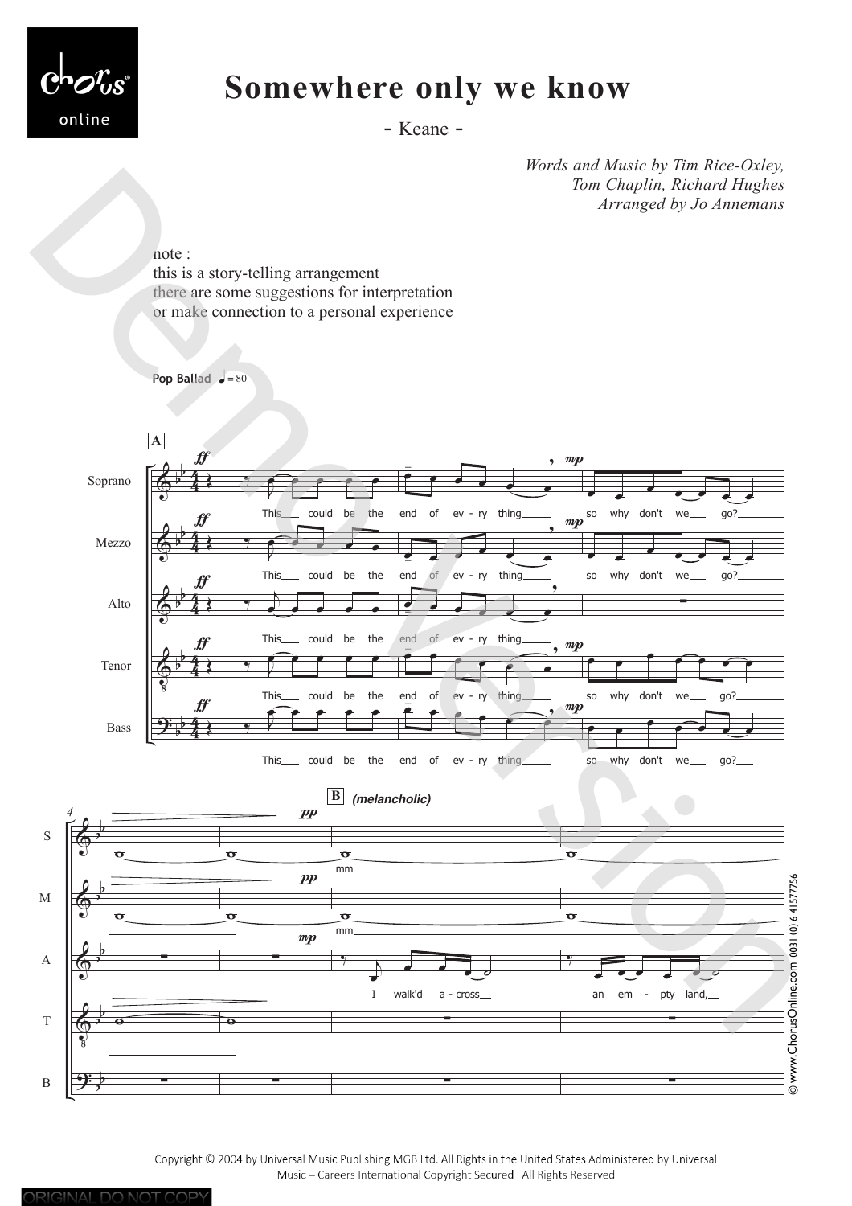# Somewhere only we know

- Keane -

*Words and Music by Tim Rice-Oxley, Tom Chaplin, Richard Hughes*
*Arranged by Jo Annemans*

note :
this is a story-telling arrangement
there are some suggestions for interpretation
or make connection to a personal experience

**Pop Ballad** ♩ = 80

**A**

Soprano: This could be the end of ev - ry thing so why don't we go?

Mezzo: This could be the end of ev - ry thing so why don't we go?

Alto: This could be the end of ev - ry thing

Tenor: This could be the end of ev - ry thing so why don't we go?

Bass: This could be the end of ev - ry thing so why don't we go?

**B** *(melancholic)*

S: mm

M: mm

A: I walk'd a - cross an em - pty land,

Copyright © 2004 by Universal Music Publishing MGB Ltd. All Rights in the United States Administered by Universal Music – Careers International Copyright Secured All Rights Reserved

© www.ChorusOnline.com 0031 (0) 6 41577756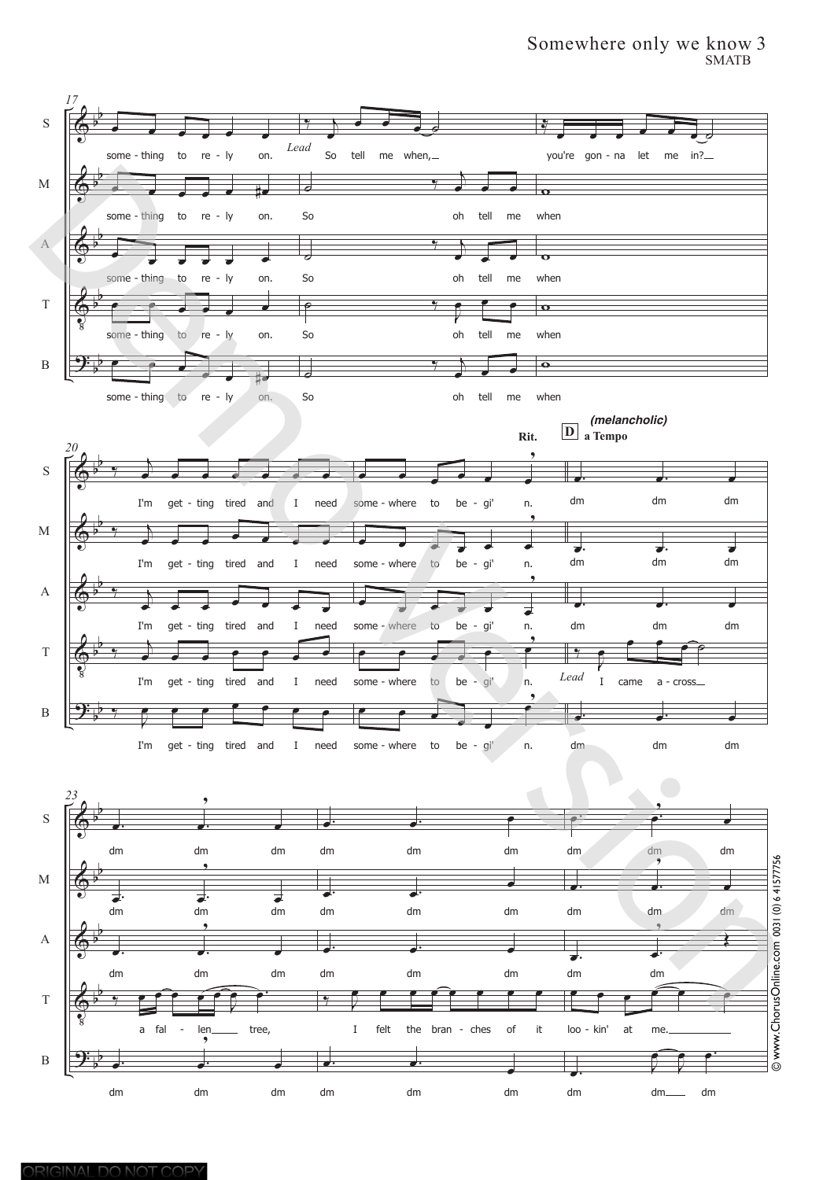# Somewhere only we know 3
SMATB

*17*

S: some - thing to re - ly on. *Lead* So tell me when, you're gon - na let me in?

M: some - thing to re - ly on. So oh tell me when

A: some - thing to re - ly on. So oh tell me when

T: some - thing to re - ly on. So oh tell me when

B: some - thing to re - ly on. So oh tell me when

*20* **Rit.** **D** ***(melancholic)*** **a Tempo**

S: I'm get - ting tired and I need some - where to be - gi' n. dm dm dm

M: I'm get - ting tired and I need some - where to be - gi' n. dm dm dm

A: I'm get - ting tired and I need some - where to be - gi' n. dm dm dm

T: I'm get - ting tired and I need some - where to be - gi' n. *Lead* I came a - cross

B: I'm get - ting tired and I need some - where to be - gi' n. dm dm dm

*23*

S: dm dm dm dm dm dm dm dm dm

M: dm dm dm dm dm dm dm dm dm

A: dm dm dm dm dm dm dm dm

T: a fal - len tree, I felt the bran - ches of it loo - kin' at me.

B: dm dm dm dm dm dm dm dm dm

© www.ChorusOnline.com 0031 (0) 6 41577756

ORIGINAL DO NOT COPY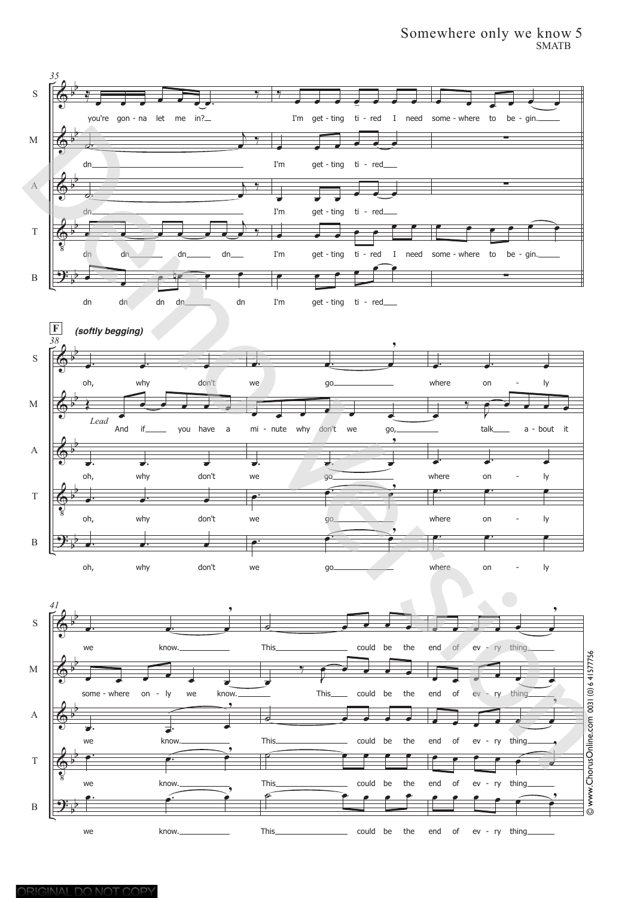**35**

S: you're gon - na let me in? I'm get - ting ti - red I need some - where to be - gin.

M: dn I'm get - ting ti - red

A: dn I'm get - ting ti - red

T: dn dn dn dn I'm get - ting ti - red I need some - where to be - gin.

B: dn dn dn dn dn I'm get - ting ti - red

**F** *(softly begging)*

**38**

S: oh, why don't we go where on - ly

M (*Lead*): And if you have a mi - nute why don't we go, talk a - bout it

A: oh, why don't we go where on - ly

T: oh, why don't we go where on - ly

B: oh, why don't we go where on - ly

**41**

S: we know. This could be the end of ev - ry thing

M: some - where on - ly we know. This could be the end of ev - ry thing

A: we know. This could be the end of ev - ry thing

T: we know. This could be the end of ev - ry thing

B: we know. This could be the end of ev - ry thing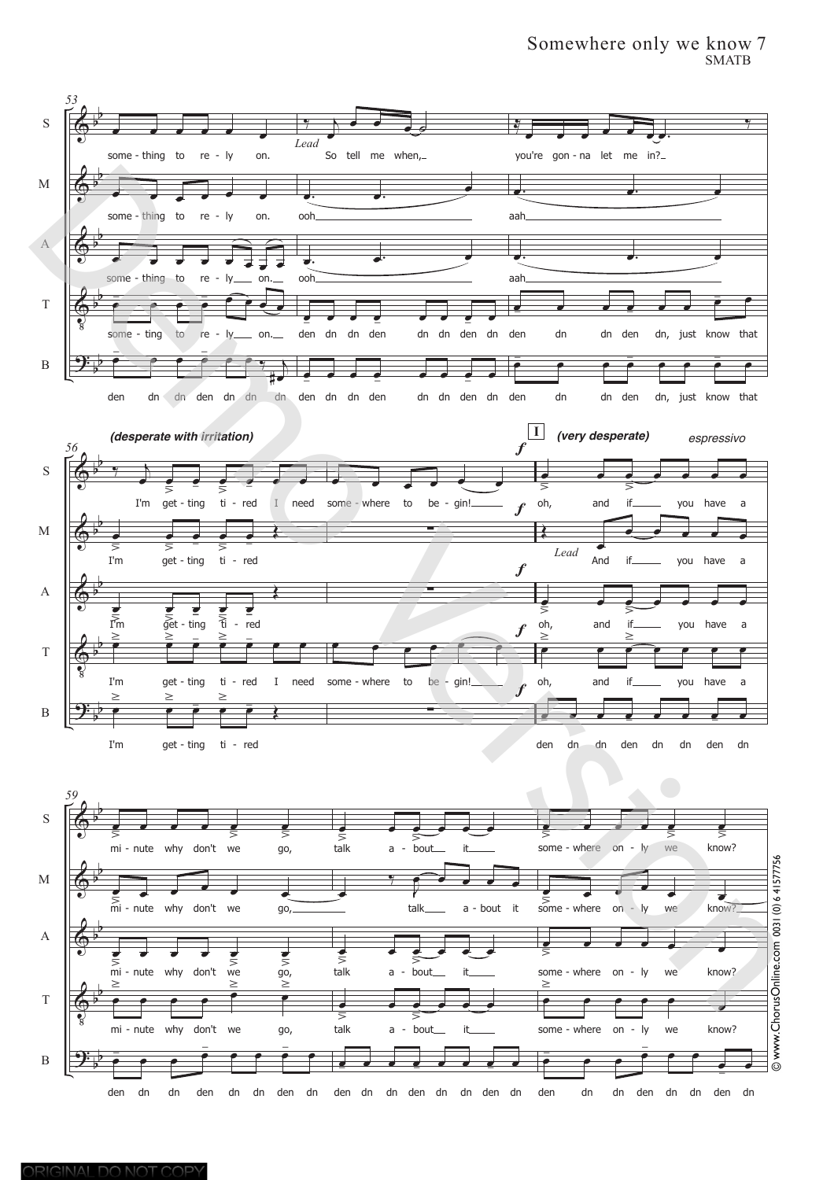Somewhere only we know 7
SMATB

53

S: some - thing to re - ly on. *Lead* So tell me when, you're gon - na let me in?

M: some - thing to re - ly on. ooh aah

A: some - thing to re - ly on. ooh aah

T: some - ting to re - ly on. den dn dn den dn dn den dn den dn dn den dn, just know that

B: den dn dn den dn dn dn den dn dn den dn dn den dn den dn dn den dn, just know that

56

***(desperate with irritation)***

**I** ***(very desperate)*** *espressivo*

S: I'm get - ting ti - red I need some - where to be - gin! *f* oh, and if you have a

M: I'm get - ting ti - red *f* *Lead* And if you have a

A: I'm get - ting ti - red *f* oh, and if you have a

T: I'm get - ting ti - red I need some - where to be - gin! *f* oh, and if you have a

B: I'm get - ting ti - red *f* den dn dn den dn dn den dn

59

S: mi - nute why don't we go, talk a - bout it some - where on - ly we know?

M: mi - nute why don't we go, talk a - bout it some - where on - ly we know?

A: mi - nute why don't we go, talk a - bout it some - where on - ly we know?

T: mi - nute why don't we go, talk a - bout it some - where on - ly we know?

B: den dn dn den dn dn den dn den dn dn den dn dn den dn den dn dn den dn dn den dn

© www.ChorusOnline.com 0031 (0) 6 41577756

ORIGINAL DO NOT COPY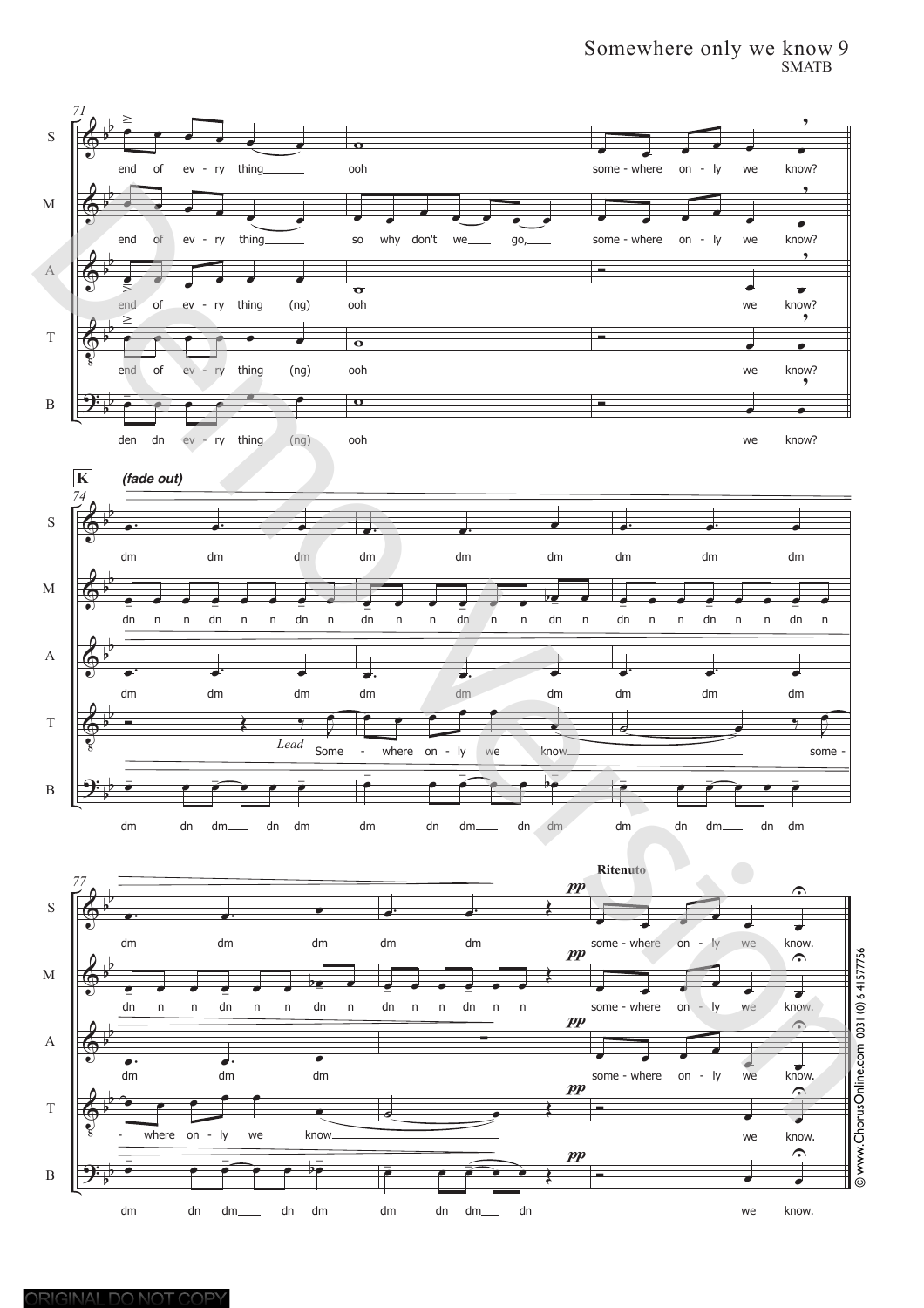Somewhere only we know 9
SMATB

71

S: end of ev - ry thing ooh some - where on - ly we know?

M: end of ev - ry thing so why don't we go, some - where on - ly we know?

A: end of ev - ry thing (ng) ooh we know?

T: end of ev - ry thing (ng) ooh we know?

B: den dn ev - ry thing (ng) ooh we know?

**K** ***(fade out)***

74

S: dm dm dm dm dm dm dm dm dm

M: dn n n dn n n dn n dn n n dn n n dn n dn n n dn n n dn n

A: dm dm dm dm dm dm dm dm dm

T: *Lead* Some - where on - ly we know some -

B: dm dn dm dn dm dm dn dm dn dm dm dn dm dn dm

77 **Ritenuto**

S: dm dm dm dm dm *pp* some - where on - ly we know.

M: dn n n dn n n dn n dn n n dn n n *pp* some - where on - ly we know.

A: dm dm dm *pp* some - where on - ly we know.

T: - where on - ly we know *pp* we know.

B: dm dn dm dn dm dm dn dm dn *pp* we know.

© www.ChorusOnline.com 0031 (0) 6 41577756

ORIGINAL DO NOT COPY